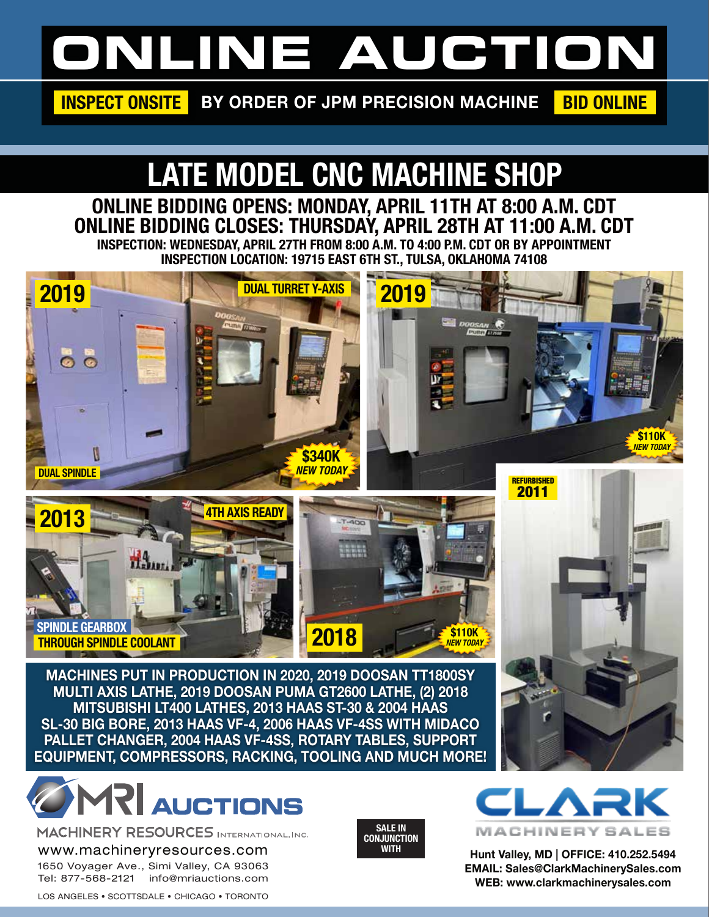# ONLINE AUCTION

**INSPECT ONSITE** | **BY ORDER OF JPM PRECISION MACHINE** | **BID ONLINE**

## LATE MODEL CNC MACHINE SHOP

**ONLINE BIDDING OPENS: MONDAY, APRIL 11TH AT 8:00 A.M. CDT**
**ONLINE BIDDING CLOSES: THURSDAY, APRIL 28TH AT 11:00 A.M. CDT**
**INSPECTION: WEDNESDAY, APRIL 27TH FROM 8:00 A.M. TO 4:00 P.M. CDT OR BY APPOINTMENT**
**INSPECTION LOCATION: 19715 EAST 6TH ST., TULSA, OKLAHOMA 74108**

2019 — DUAL TURRET Y-AXIS — DUAL SPINDLE — $340K NEW TODAY

2019 — $110K NEW TODAY

2013 — 4TH AXIS READY — SPINDLE GEARBOX — THROUGH SPINDLE COOLANT

2018 — $110K NEW TODAY

REFURBISHED 2011

**MACHINES PUT IN PRODUCTION IN 2020, 2019 DOOSAN TT1800SY MULTI AXIS LATHE, 2019 DOOSAN PUMA GT2600 LATHE, (2) 2018 MITSUBISHI LT400 LATHES, 2013 HAAS ST-30 & 2004 HAAS SL-30 BIG BORE, 2013 HAAS VF-4, 2006 HAAS VF-4SS WITH MIDACO PALLET CHANGER, 2004 HAAS VF-4SS, ROTARY TABLES, SUPPORT EQUIPMENT, COMPRESSORS, RACKING, TOOLING AND MUCH MORE!**

**MRI AUCTIONS**
MACHINERY RESOURCES INTERNATIONAL, INC.
www.machineryresources.com
1650 Voyager Ave., Simi Valley, CA 93063
Tel: 877-568-2121 info@mriauctions.com
LOS ANGELES • SCOTTSDALE • CHICAGO • TORONTO

**SALE IN CONJUNCTION WITH**

**CLARK MACHINERY SALES**
Hunt Valley, MD | OFFICE: 410.252.5494
EMAIL: Sales@ClarkMachinerySales.com
WEB: www.clarkmachinerysales.com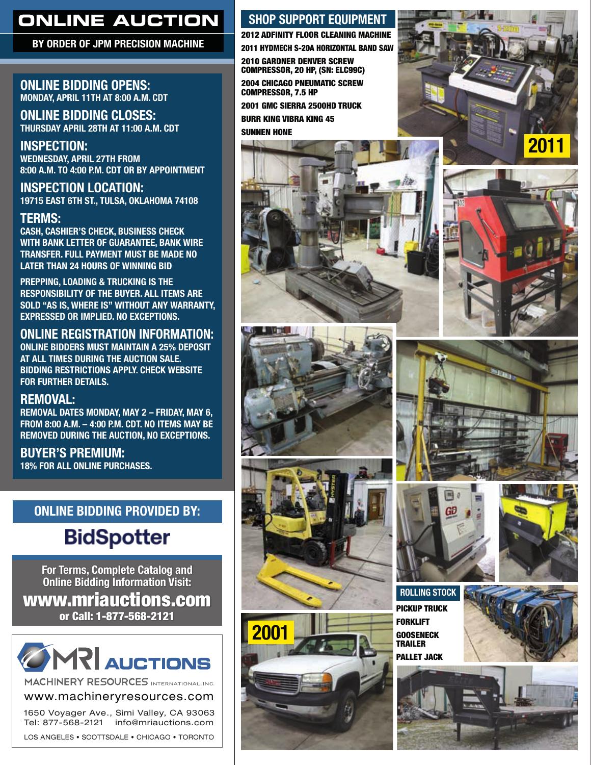# ONLINE AUCTION

**BY ORDER OF JPM PRECISION MACHINE**

## ONLINE BIDDING OPENS:
MONDAY, APRIL 11TH AT 8:00 A.M. CDT

## ONLINE BIDDING CLOSES:
THURSDAY APRIL 28TH AT 11:00 A.M. CDT

## INSPECTION:
WEDNESDAY, APRIL 27TH FROM 8:00 A.M. TO 4:00 P.M. CDT OR BY APPOINTMENT

## INSPECTION LOCATION:
19715 EAST 6TH ST., TULSA, OKLAHOMA 74108

## TERMS:
CASH, CASHIER'S CHECK, BUSINESS CHECK WITH BANK LETTER OF GUARANTEE, BANK WIRE TRANSFER. FULL PAYMENT MUST BE MADE NO LATER THAN 24 HOURS OF WINNING BID

PREPPING, LOADING & TRUCKING IS THE RESPONSIBILITY OF THE BUYER. ALL ITEMS ARE SOLD "AS IS, WHERE IS" WITHOUT ANY WARRANTY, EXPRESSED OR IMPLIED. NO EXCEPTIONS.

## ONLINE REGISTRATION INFORMATION:
ONLINE BIDDERS MUST MAINTAIN A 25% DEPOSIT AT ALL TIMES DURING THE AUCTION SALE. BIDDING RESTRICTIONS APPLY. CHECK WEBSITE FOR FURTHER DETAILS.

## REMOVAL:
REMOVAL DATES MONDAY, MAY 2 – FRIDAY, MAY 6, FROM 8:00 A.M. – 4:00 P.M. CDT. NO ITEMS MAY BE REMOVED DURING THE AUCTION, NO EXCEPTIONS.

## BUYER'S PREMIUM:
18% FOR ALL ONLINE PURCHASES.

## ONLINE BIDDING PROVIDED BY:
BidSpotter

For Terms, Complete Catalog and Online Bidding Information Visit:
**www.mriauctions.com**
or Call: 1-877-568-2121

MRI AUCTIONS
MACHINERY RESOURCES INTERNATIONAL, INC.
www.machineryresources.com
1650 Voyager Ave., Simi Valley, CA 93063
Tel: 877-568-2121 info@mriauctions.com
LOS ANGELES • SCOTTSDALE • CHICAGO • TORONTO

## SHOP SUPPORT EQUIPMENT
- 2012 ADFINITY FLOOR CLEANING MACHINE
- 2011 HYDMECH S-20A HORIZONTAL BAND SAW
- 2010 GARDNER DENVER SCREW COMPRESSOR, 20 HP, (SN: ELC99C)
- 2004 CHICAGO PNEUMATIC SCREW COMPRESSOR, 7.5 HP
- 2001 GMC SIERRA 2500HD TRUCK
- BURR KING VIBRA KING 45
- SUNNEN HONE

2011

## ROLLING STOCK
- PICKUP TRUCK
- FORKLIFT
- GOOSENECK TRAILER
- PALLET JACK

2001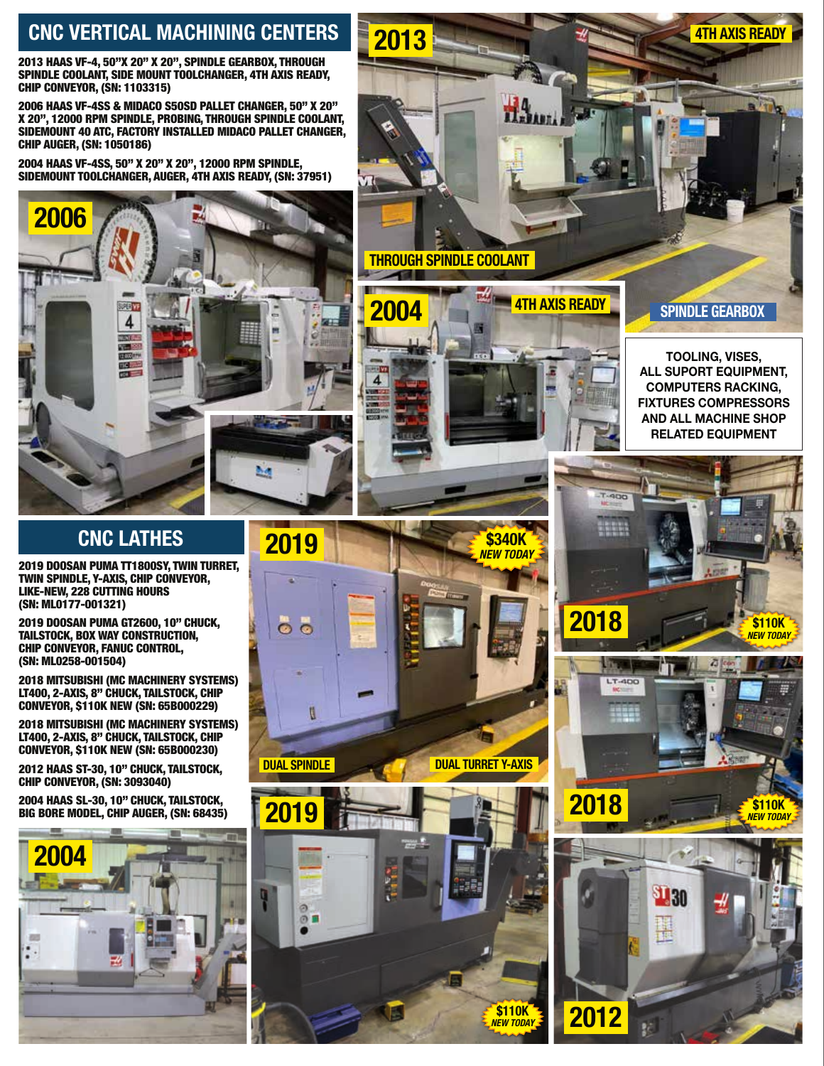## CNC VERTICAL MACHINING CENTERS

**2013 HAAS VF-4, 50"X 20" X 20", SPINDLE GEARBOX, THROUGH SPINDLE COOLANT, SIDE MOUNT TOOLCHANGER, 4TH AXIS READY, CHIP CONVEYOR, (SN: 1103315)**

**2006 HAAS VF-4SS & MIDACO S50SD PALLET CHANGER, 50" X 20" X 20", 12000 RPM SPINDLE, PROBING, THROUGH SPINDLE COOLANT, SIDEMOUNT 40 ATC, FACTORY INSTALLED MIDACO PALLET CHANGER, CHIP AUGER, (SN: 1050186)**

**2004 HAAS VF-4SS, 50" X 20" X 20", 12000 RPM SPINDLE, SIDEMOUNT TOOLCHANGER, AUGER, 4TH AXIS READY, (SN: 37951)**

2006

2013 — 4TH AXIS READY — THROUGH SPINDLE COOLANT — SPINDLE GEARBOX

2004 — 4TH AXIS READY

**TOOLING, VISES, ALL SUPORT EQUIPMENT, COMPUTERS RACKING, FIXTURES COMPRESSORS AND ALL MACHINE SHOP RELATED EQUIPMENT**

## CNC LATHES

**2019 DOOSAN PUMA TT1800SY, TWIN TURRET, TWIN SPINDLE, Y-AXIS, CHIP CONVEYOR, LIKE-NEW, 228 CUTTING HOURS (SN: ML0177-001321)**

**2019 DOOSAN PUMA GT2600, 10" CHUCK, TAILSTOCK, BOX WAY CONSTRUCTION, CHIP CONVEYOR, FANUC CONTROL, (SN: ML0258-001504)**

**2018 MITSUBISHI (MC MACHINERY SYSTEMS) LT400, 2-AXIS, 8" CHUCK, TAILSTOCK, CHIP CONVEYOR, $110K NEW (SN: 65B000229)**

**2018 MITSUBISHI (MC MACHINERY SYSTEMS) LT400, 2-AXIS, 8" CHUCK, TAILSTOCK, CHIP CONVEYOR, $110K NEW (SN: 65B000230)**

**2012 HAAS ST-30, 10" CHUCK, TAILSTOCK, CHIP CONVEYOR, (SN: 3093040)**

**2004 HAAS SL-30, 10" CHUCK, TAILSTOCK, BIG BORE MODEL, CHIP AUGER, (SN: 68435)**

2019 — $340K NEW TODAY — DUAL SPINDLE — DUAL TURRET Y-AXIS

2018 — $110K NEW TODAY

2018 — $110K NEW TODAY

2019 — $110K NEW TODAY

2004

2012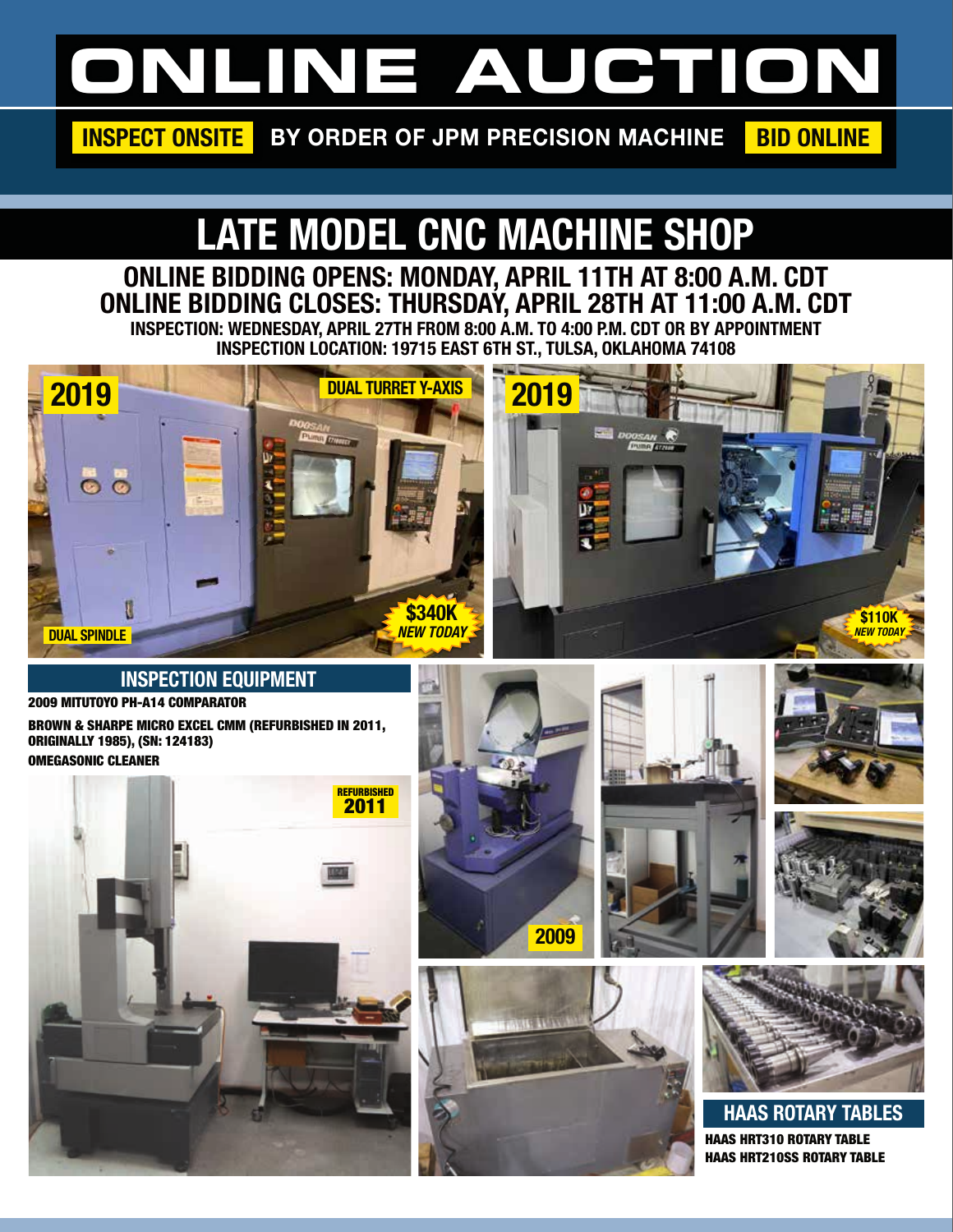# ONLINE AUCTION

**INSPECT ONSITE** BY ORDER OF JPM PRECISION MACHINE **BID ONLINE**

## LATE MODEL CNC MACHINE SHOP

### ONLINE BIDDING OPENS: MONDAY, APRIL 11TH AT 8:00 A.M. CDT
### ONLINE BIDDING CLOSES: THURSDAY, APRIL 28TH AT 11:00 A.M. CDT

**INSPECTION: WEDNESDAY, APRIL 27TH FROM 8:00 A.M. TO 4:00 P.M. CDT OR BY APPOINTMENT**
**INSPECTION LOCATION: 19715 EAST 6TH ST., TULSA, OKLAHOMA 74108**

2019
DUAL TURRET Y-AXIS
DUAL SPINDLE
$340K
NEW TODAY

2019
$110K
NEW TODAY

## INSPECTION EQUIPMENT

**2009 MITUTOYO PH-A14 COMPARATOR**

**BROWN & SHARPE MICRO EXCEL CMM (REFURBISHED IN 2011, ORIGINALLY 1985), (SN: 124183)**

**OMEGASONIC CLEANER**

REFURBISHED
2011

2009

## HAAS ROTARY TABLES

**HAAS HRT310 ROTARY TABLE**
**HAAS HRT210SS ROTARY TABLE**